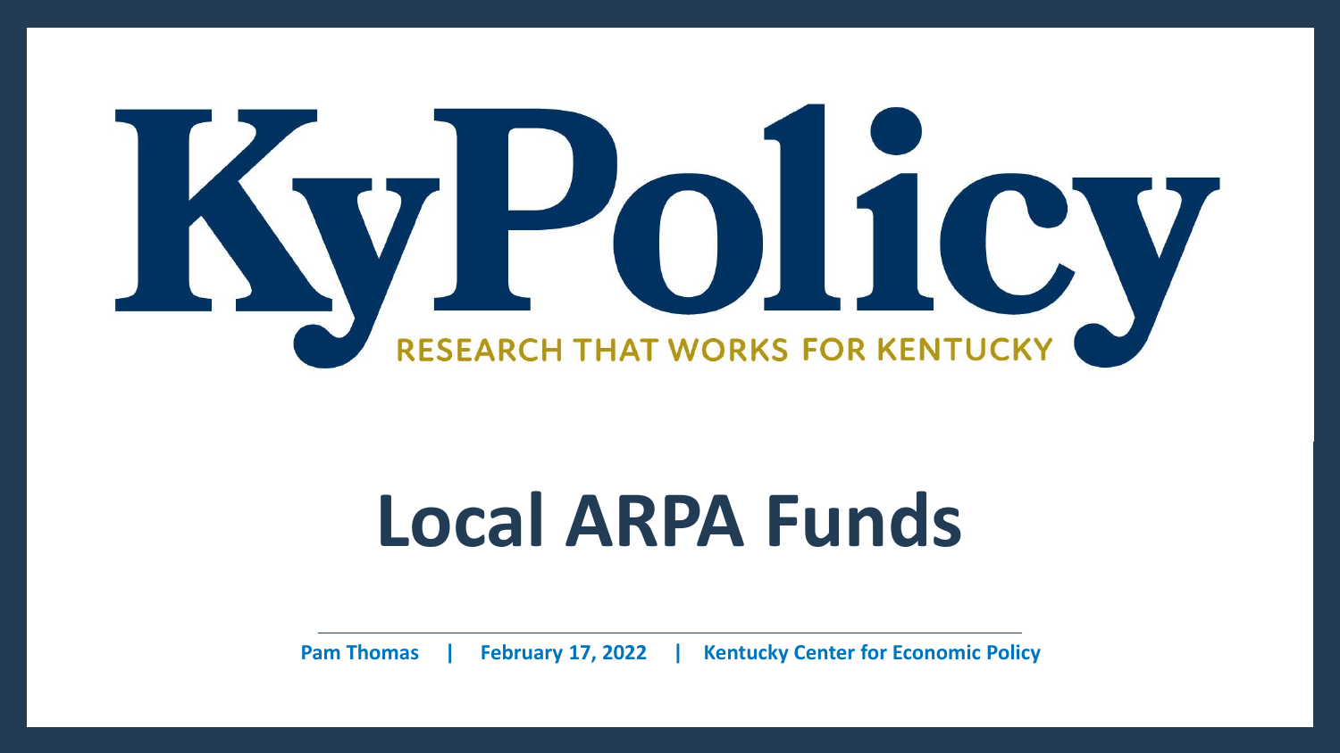KyPolicy

RESEARCH THAT WORKS FOR KENTUCKY

# Local ARPA Funds

**Pam Thomas | February 17, 2022 | Kentucky Center for Economic Policy**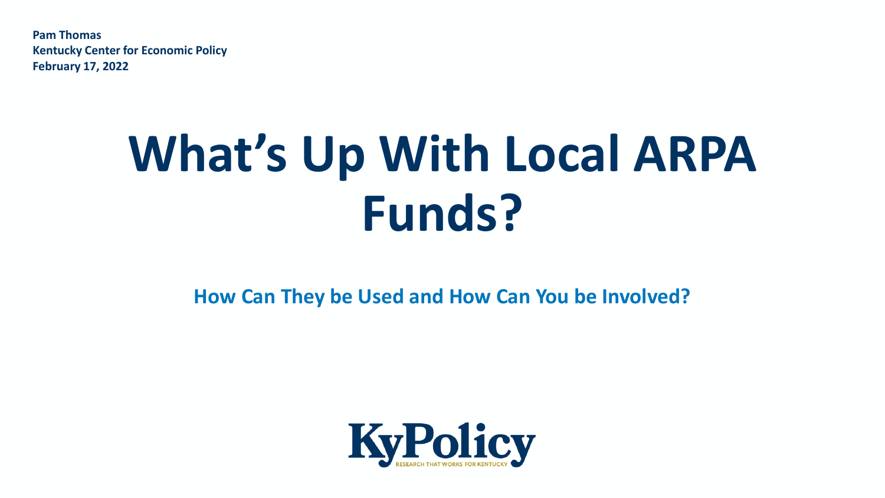**Pam Thomas**
**Kentucky Center for Economic Policy**
**February 17, 2022**

# What's Up With Local ARPA Funds?

## How Can They be Used and How Can You be Involved?

KyPolicy
RESEARCH THAT WORKS FOR KENTUCKY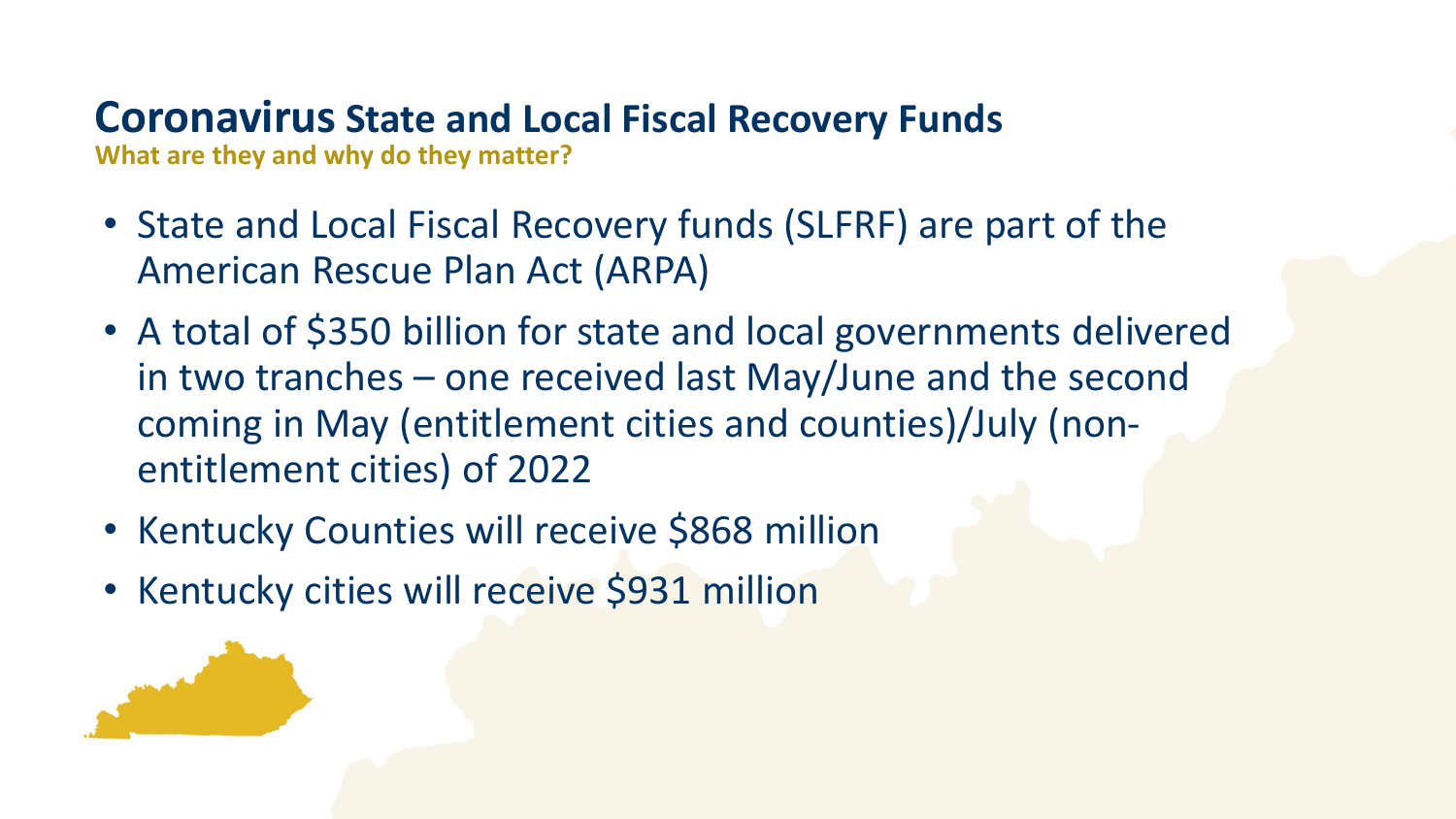# Coronavirus State and Local Fiscal Recovery Funds

**What are they and why do they matter?**

- State and Local Fiscal Recovery funds (SLFRF) are part of the American Rescue Plan Act (ARPA)
- A total of $350 billion for state and local governments delivered in two tranches – one received last May/June and the second coming in May (entitlement cities and counties)/July (non-entitlement cities) of 2022
- Kentucky Counties will receive $868 million
- Kentucky cities will receive $931 million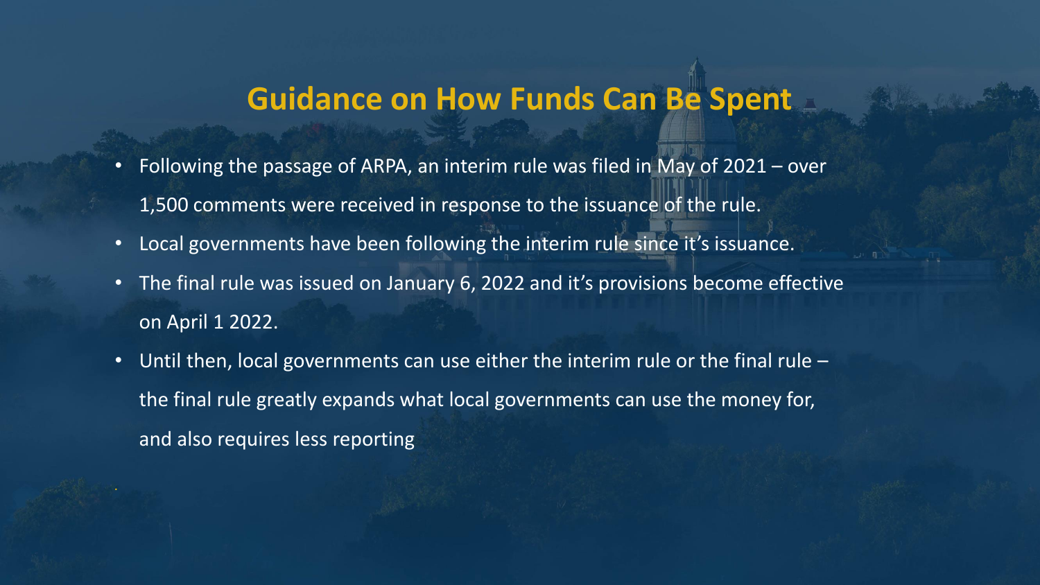# Guidance on How Funds Can Be Spent

- Following the passage of ARPA, an interim rule was filed in May of 2021 – over 1,500 comments were received in response to the issuance of the rule.
- Local governments have been following the interim rule since it's issuance.
- The final rule was issued on January 6, 2022 and it's provisions become effective on April 1 2022.
- Until then, local governments can use either the interim rule or the final rule – the final rule greatly expands what local governments can use the money for, and also requires less reporting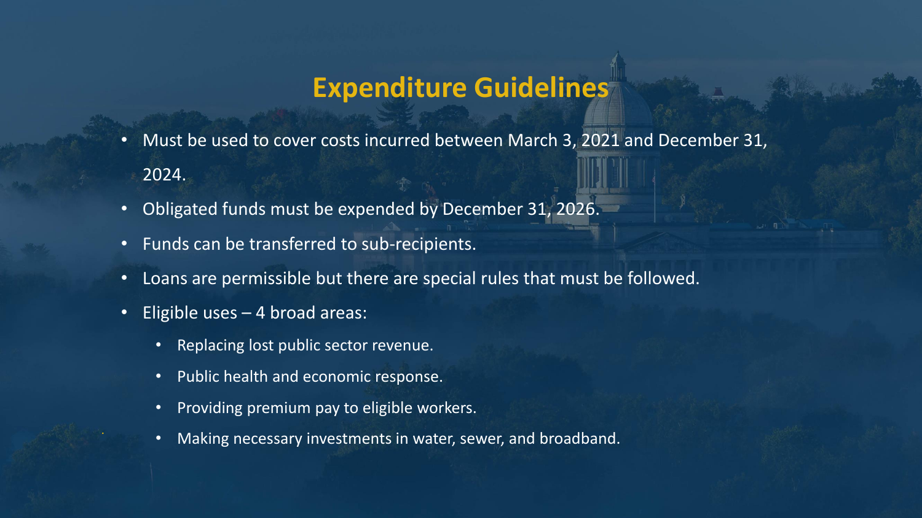# Expenditure Guidelines

- Must be used to cover costs incurred between March 3, 2021 and December 31, 2024.
- Obligated funds must be expended by December 31, 2026.
- Funds can be transferred to sub-recipients.
- Loans are permissible but there are special rules that must be followed.
- Eligible uses – 4 broad areas:
  - Replacing lost public sector revenue.
  - Public health and economic response.
  - Providing premium pay to eligible workers.
  - Making necessary investments in water, sewer, and broadband.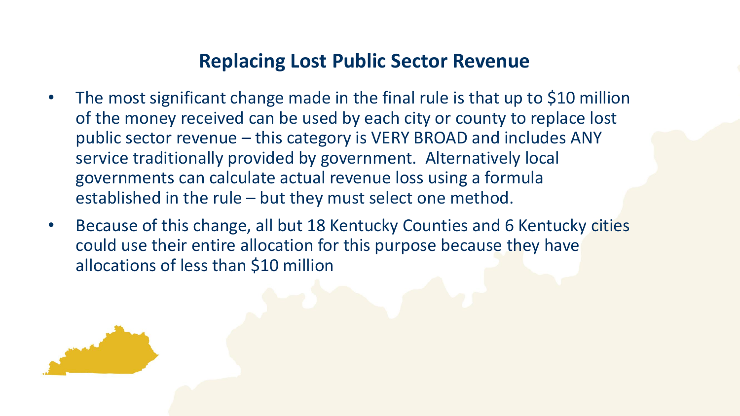## Replacing Lost Public Sector Revenue

- The most significant change made in the final rule is that up to $10 million of the money received can be used by each city or county to replace lost public sector revenue – this category is VERY BROAD and includes ANY service traditionally provided by government. Alternatively local governments can calculate actual revenue loss using a formula established in the rule – but they must select one method.
- Because of this change, all but 18 Kentucky Counties and 6 Kentucky cities could use their entire allocation for this purpose because they have allocations of less than $10 million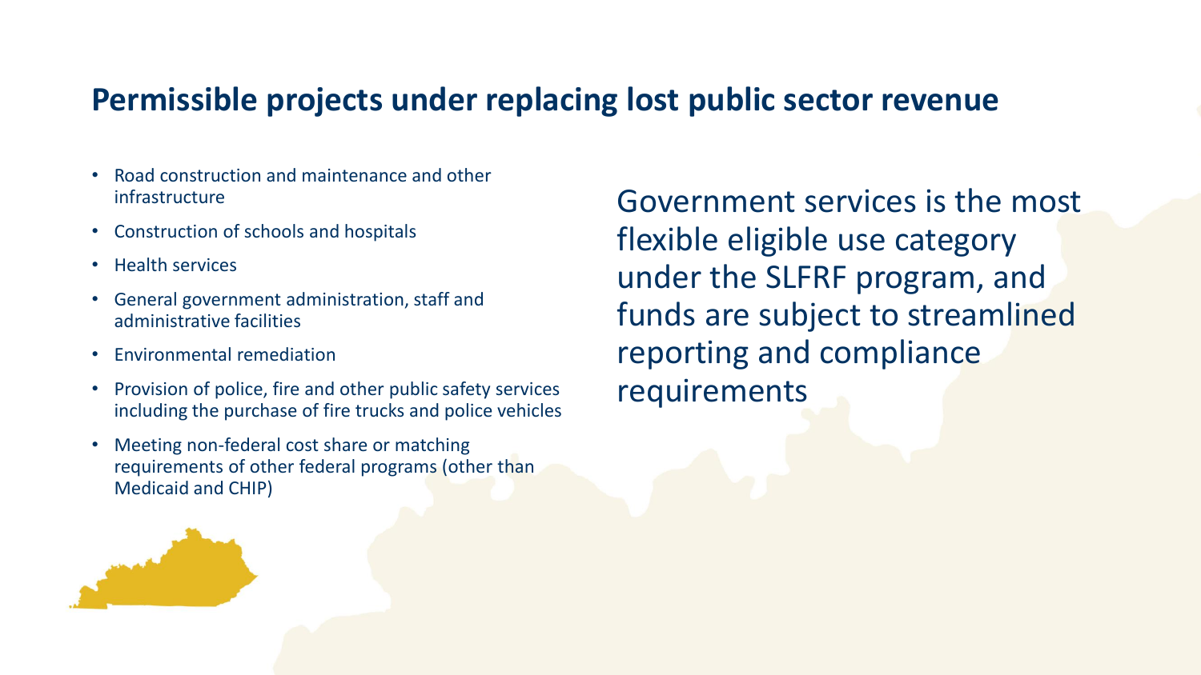## Permissible projects under replacing lost public sector revenue

- Road construction and maintenance and other infrastructure
- Construction of schools and hospitals
- Health services
- General government administration, staff and administrative facilities
- Environmental remediation
- Provision of police, fire and other public safety services including the purchase of fire trucks and police vehicles
- Meeting non-federal cost share or matching requirements of other federal programs (other than Medicaid and CHIP)

Government services is the most flexible eligible use category under the SLFRF program, and funds are subject to streamlined reporting and compliance requirements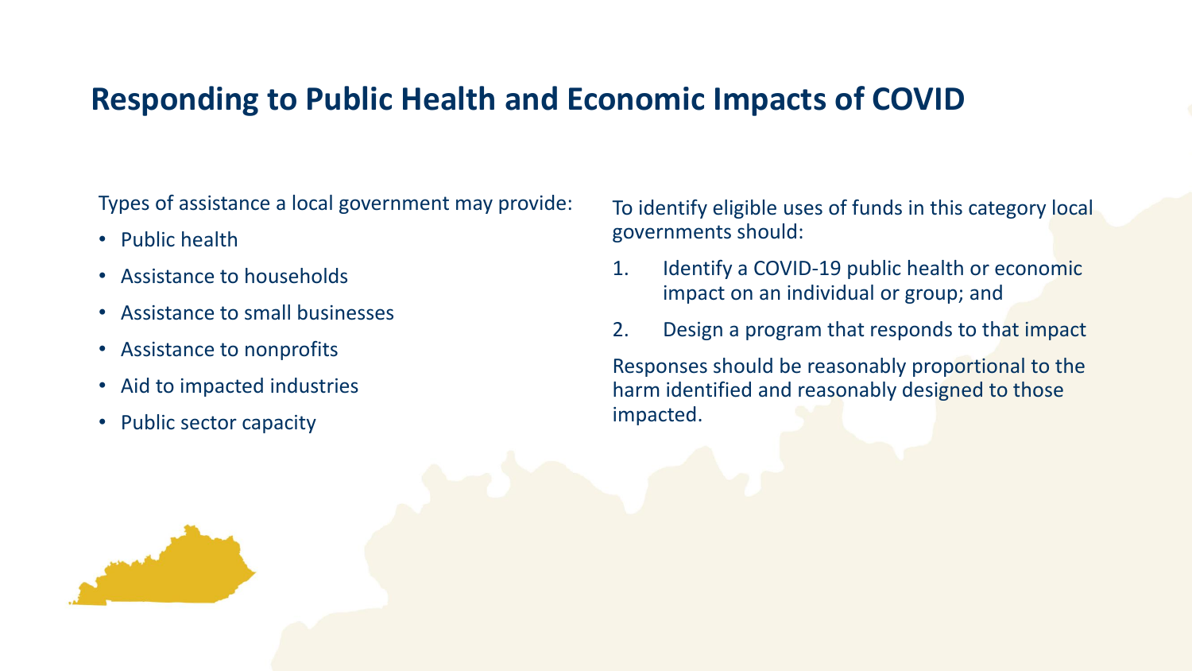# Responding to Public Health and Economic Impacts of COVID

Types of assistance a local government may provide:

- Public health
- Assistance to households
- Assistance to small businesses
- Assistance to nonprofits
- Aid to impacted industries
- Public sector capacity

To identify eligible uses of funds in this category local governments should:

1. Identify a COVID-19 public health or economic impact on an individual or group; and
2. Design a program that responds to that impact

Responses should be reasonably proportional to the harm identified and reasonably designed to those impacted.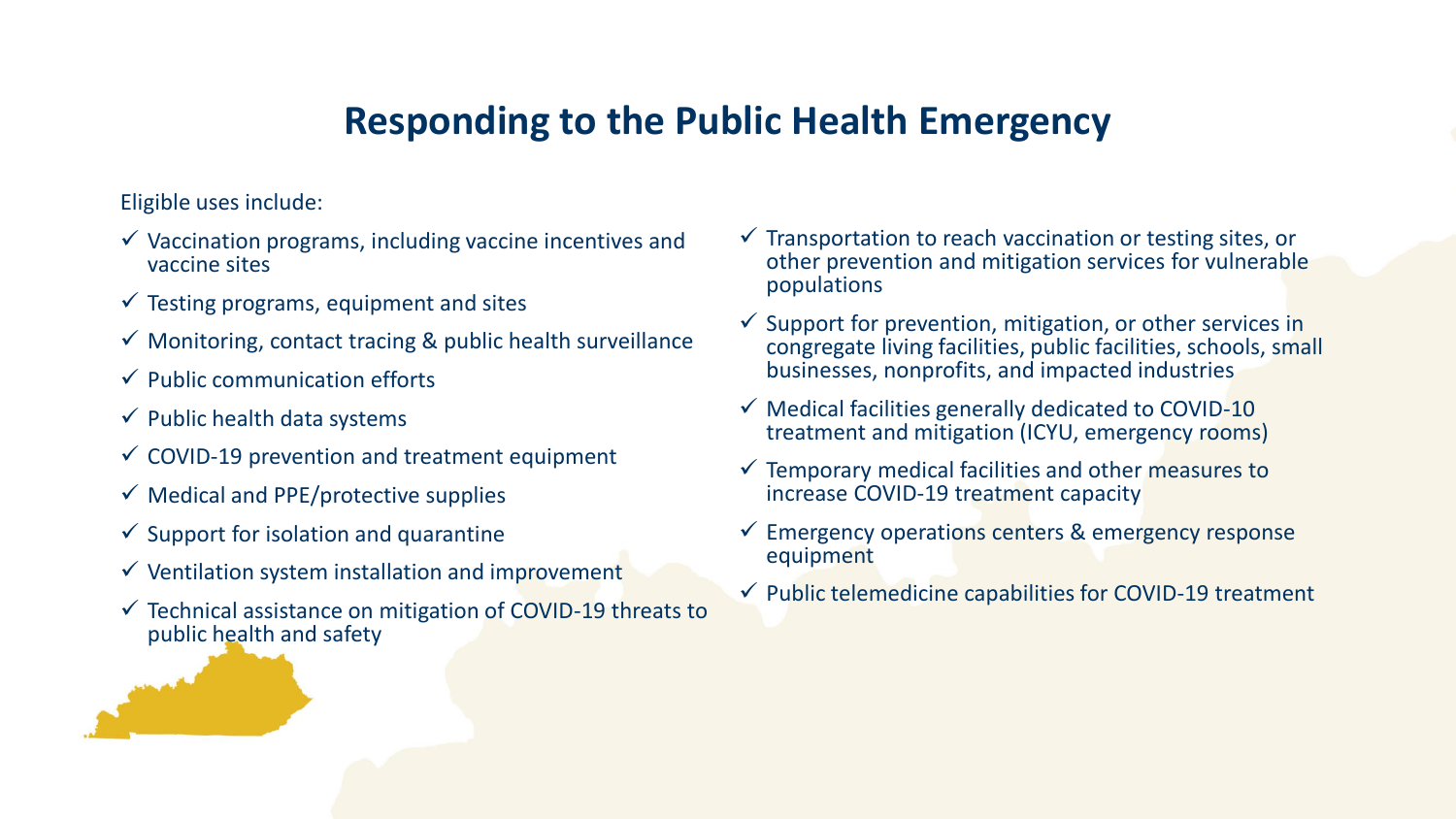# Responding to the Public Health Emergency

Eligible uses include:

- ✓ Vaccination programs, including vaccine incentives and vaccine sites
- ✓ Testing programs, equipment and sites
- ✓ Monitoring, contact tracing & public health surveillance
- ✓ Public communication efforts
- ✓ Public health data systems
- ✓ COVID-19 prevention and treatment equipment
- ✓ Medical and PPE/protective supplies
- ✓ Support for isolation and quarantine
- ✓ Ventilation system installation and improvement
- ✓ Technical assistance on mitigation of COVID-19 threats to public health and safety
- ✓ Transportation to reach vaccination or testing sites, or other prevention and mitigation services for vulnerable populations
- ✓ Support for prevention, mitigation, or other services in congregate living facilities, public facilities, schools, small businesses, nonprofits, and impacted industries
- ✓ Medical facilities generally dedicated to COVID-10 treatment and mitigation (ICYU, emergency rooms)
- ✓ Temporary medical facilities and other measures to increase COVID-19 treatment capacity
- ✓ Emergency operations centers & emergency response equipment
- ✓ Public telemedicine capabilities for COVID-19 treatment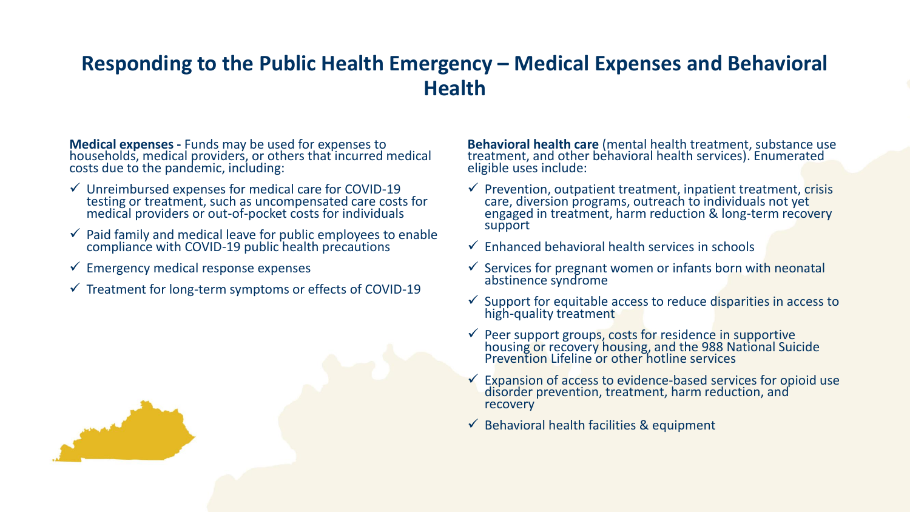# Responding to the Public Health Emergency – Medical Expenses and Behavioral Health

**Medical expenses -** Funds may be used for expenses to households, medical providers, or others that incurred medical costs due to the pandemic, including:

- ✓ Unreimbursed expenses for medical care for COVID-19 testing or treatment, such as uncompensated care costs for medical providers or out-of-pocket costs for individuals
- ✓ Paid family and medical leave for public employees to enable compliance with COVID-19 public health precautions
- ✓ Emergency medical response expenses
- ✓ Treatment for long-term symptoms or effects of COVID-19

**Behavioral health care** (mental health treatment, substance use treatment, and other behavioral health services). Enumerated eligible uses include:

- ✓ Prevention, outpatient treatment, inpatient treatment, crisis care, diversion programs, outreach to individuals not yet engaged in treatment, harm reduction & long-term recovery support
- ✓ Enhanced behavioral health services in schools
- ✓ Services for pregnant women or infants born with neonatal abstinence syndrome
- ✓ Support for equitable access to reduce disparities in access to high-quality treatment
- ✓ Peer support groups, costs for residence in supportive housing or recovery housing, and the 988 National Suicide Prevention Lifeline or other hotline services
- ✓ Expansion of access to evidence-based services for opioid use disorder prevention, treatment, harm reduction, and recovery
- ✓ Behavioral health facilities & equipment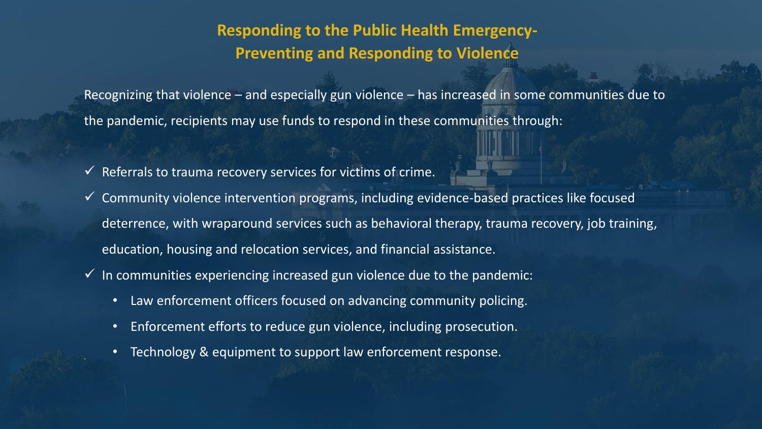## Responding to the Public Health Emergency- Preventing and Responding to Violence

Recognizing that violence – and especially gun violence – has increased in some communities due to the pandemic, recipients may use funds to respond in these communities through:

- ✓ Referrals to trauma recovery services for victims of crime.
- ✓ Community violence intervention programs, including evidence-based practices like focused deterrence, with wraparound services such as behavioral therapy, trauma recovery, job training, education, housing and relocation services, and financial assistance.
- ✓ In communities experiencing increased gun violence due to the pandemic:
  - Law enforcement officers focused on advancing community policing.
  - Enforcement efforts to reduce gun violence, including prosecution.
  - Technology & equipment to support law enforcement response.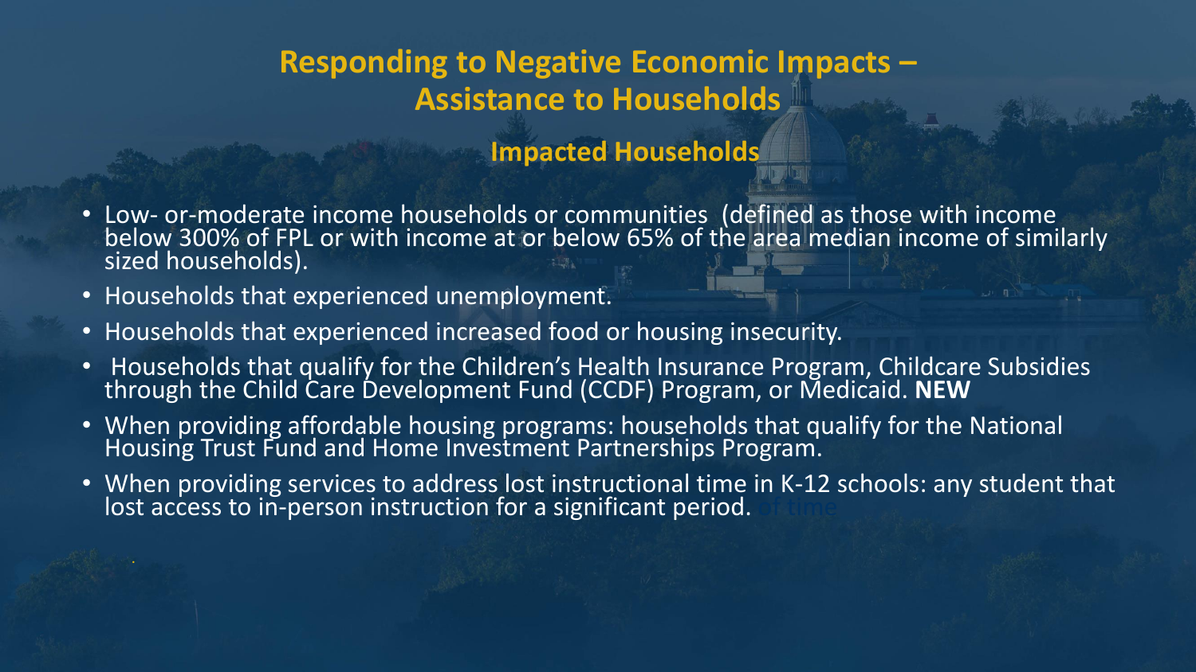# Responding to Negative Economic Impacts – Assistance to Households

## Impacted Households

- Low- or-moderate income households or communities (defined as those with income below 300% of FPL or with income at or below 65% of the area median income of similarly sized households).
- Households that experienced unemployment.
- Households that experienced increased food or housing insecurity.
- Households that qualify for the Children's Health Insurance Program, Childcare Subsidies through the Child Care Development Fund (CCDF) Program, or Medicaid. **NEW**
- When providing affordable housing programs: households that qualify for the National Housing Trust Fund and Home Investment Partnerships Program.
- When providing services to address lost instructional time in K-12 schools: any student that lost access to in-person instruction for a significant period. of time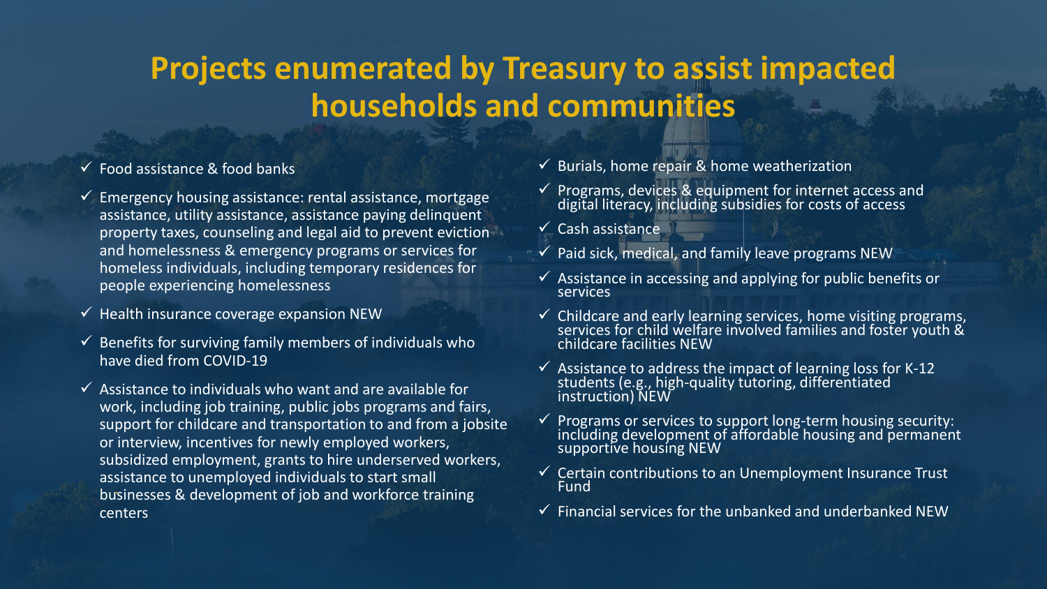# Projects enumerated by Treasury to assist impacted households and communities

- ✓ Food assistance & food banks
- ✓ Emergency housing assistance: rental assistance, mortgage assistance, utility assistance, assistance paying delinquent property taxes, counseling and legal aid to prevent eviction and homelessness & emergency programs or services for homeless individuals, including temporary residences for people experiencing homelessness
- ✓ Health insurance coverage expansion NEW
- ✓ Benefits for surviving family members of individuals who have died from COVID-19
- ✓ Assistance to individuals who want and are available for work, including job training, public jobs programs and fairs, support for childcare and transportation to and from a jobsite or interview, incentives for newly employed workers, subsidized employment, grants to hire underserved workers, assistance to unemployed individuals to start small businesses & development of job and workforce training centers
- ✓ Burials, home repair & home weatherization
- ✓ Programs, devices & equipment for internet access and digital literacy, including subsidies for costs of access
- ✓ Cash assistance
- ✓ Paid sick, medical, and family leave programs NEW
- ✓ Assistance in accessing and applying for public benefits or services
- ✓ Childcare and early learning services, home visiting programs, services for child welfare involved families and foster youth & childcare facilities NEW
- ✓ Assistance to address the impact of learning loss for K-12 students (e.g., high-quality tutoring, differentiated instruction) NEW
- ✓ Programs or services to support long-term housing security: including development of affordable housing and permanent supportive housing NEW
- ✓ Certain contributions to an Unemployment Insurance Trust Fund
- ✓ Financial services for the unbanked and underbanked NEW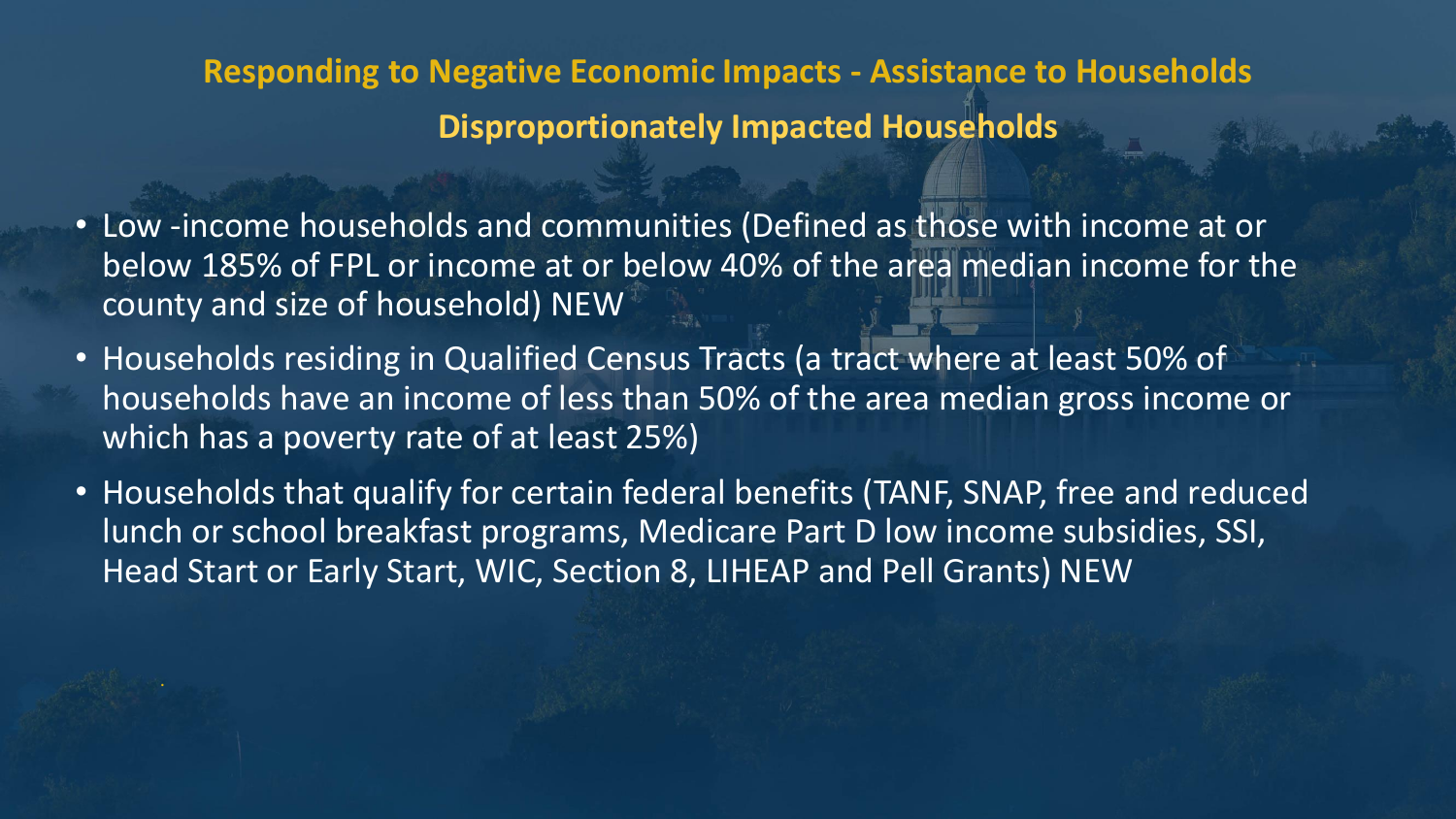## Responding to Negative Economic Impacts - Assistance to Households

### Disproportionately Impacted Households

- Low -income households and communities (Defined as those with income at or below 185% of FPL or income at or below 40% of the area median income for the county and size of household) NEW
- Households residing in Qualified Census Tracts (a tract where at least 50% of households have an income of less than 50% of the area median gross income or which has a poverty rate of at least 25%)
- Households that qualify for certain federal benefits (TANF, SNAP, free and reduced lunch or school breakfast programs, Medicare Part D low income subsidies, SSI, Head Start or Early Start, WIC, Section 8, LIHEAP and Pell Grants) NEW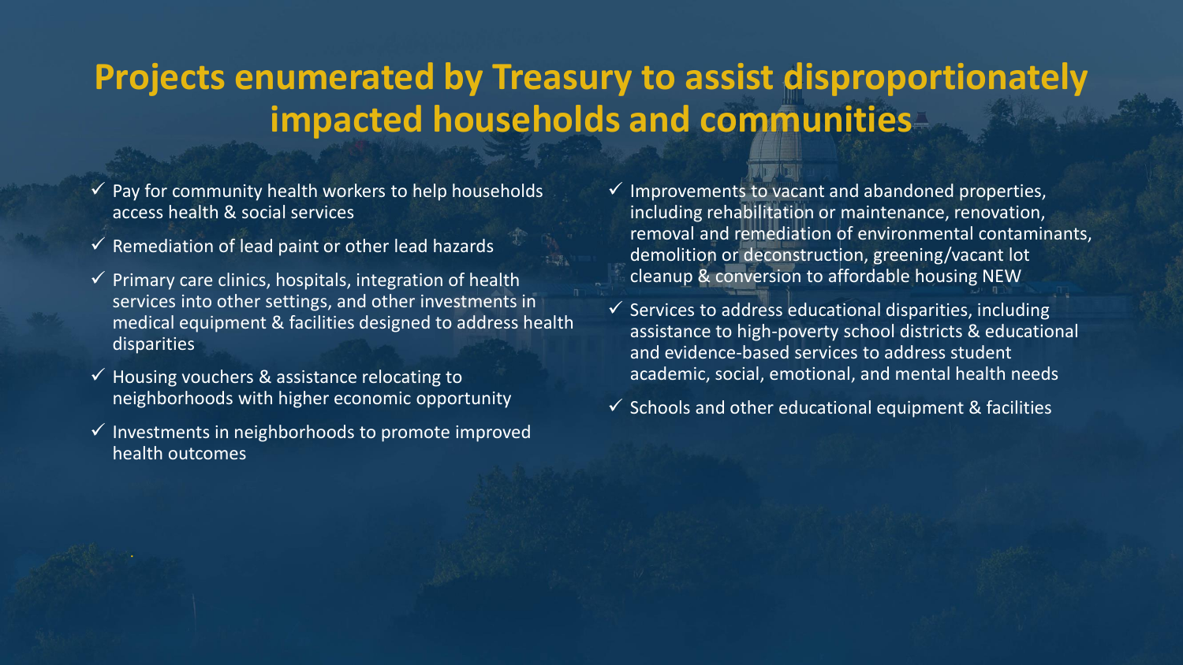# Projects enumerated by Treasury to assist disproportionately impacted households and communities

- ✓ Pay for community health workers to help households access health & social services
- ✓ Remediation of lead paint or other lead hazards
- ✓ Primary care clinics, hospitals, integration of health services into other settings, and other investments in medical equipment & facilities designed to address health disparities
- ✓ Housing vouchers & assistance relocating to neighborhoods with higher economic opportunity
- ✓ Investments in neighborhoods to promote improved health outcomes
- ✓ Improvements to vacant and abandoned properties, including rehabilitation or maintenance, renovation, removal and remediation of environmental contaminants, demolition or deconstruction, greening/vacant lot cleanup & conversion to affordable housing NEW
- ✓ Services to address educational disparities, including assistance to high-poverty school districts & educational and evidence-based services to address student academic, social, emotional, and mental health needs
- ✓ Schools and other educational equipment & facilities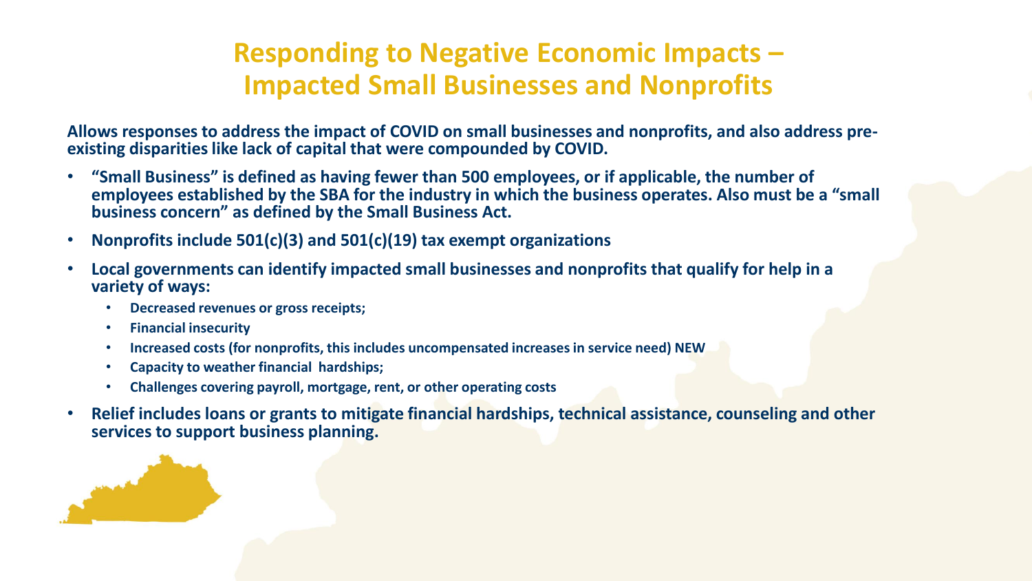# Responding to Negative Economic Impacts – Impacted Small Businesses and Nonprofits

**Allows responses to address the impact of COVID on small businesses and nonprofits, and also address pre-existing disparities like lack of capital that were compounded by COVID.**

- **"Small Business" is defined as having fewer than 500 employees, or if applicable, the number of employees established by the SBA for the industry in which the business operates. Also must be a "small business concern" as defined by the Small Business Act.**
- **Nonprofits include 501(c)(3) and 501(c)(19) tax exempt organizations**
- **Local governments can identify impacted small businesses and nonprofits that qualify for help in a variety of ways:**
  - **Decreased revenues or gross receipts;**
  - **Financial insecurity**
  - **Increased costs (for nonprofits, this includes uncompensated increases in service need) NEW**
  - **Capacity to weather financial hardships;**
  - **Challenges covering payroll, mortgage, rent, or other operating costs**
- **Relief includes loans or grants to mitigate financial hardships, technical assistance, counseling and other services to support business planning.**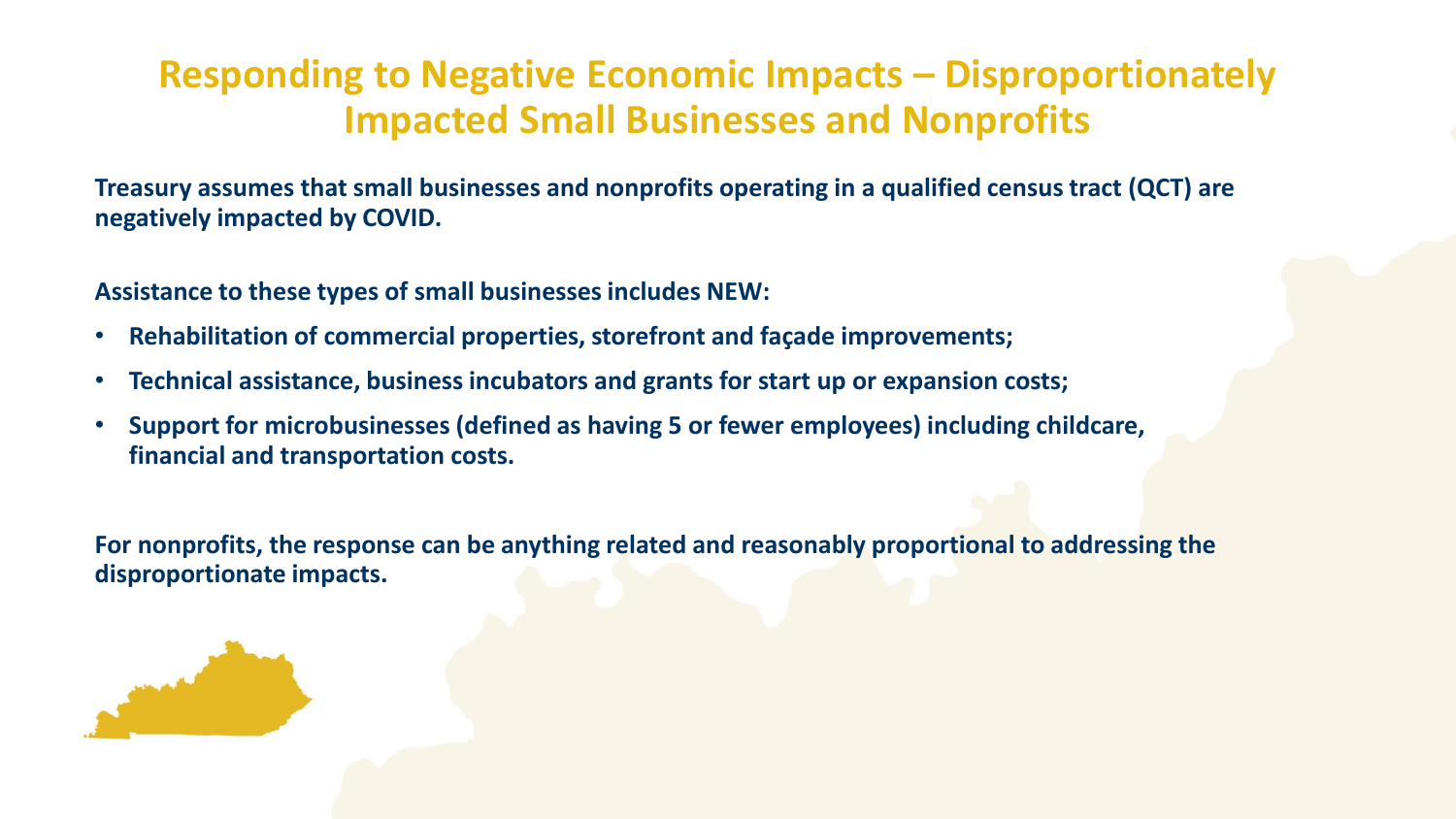# Responding to Negative Economic Impacts – Disproportionately Impacted Small Businesses and Nonprofits

**Treasury assumes that small businesses and nonprofits operating in a qualified census tract (QCT) are negatively impacted by COVID.**

**Assistance to these types of small businesses includes NEW:**

- **Rehabilitation of commercial properties, storefront and façade improvements;**
- **Technical assistance, business incubators and grants for start up or expansion costs;**
- **Support for microbusinesses (defined as having 5 or fewer employees) including childcare, financial and transportation costs.**

**For nonprofits, the response can be anything related and reasonably proportional to addressing the disproportionate impacts.**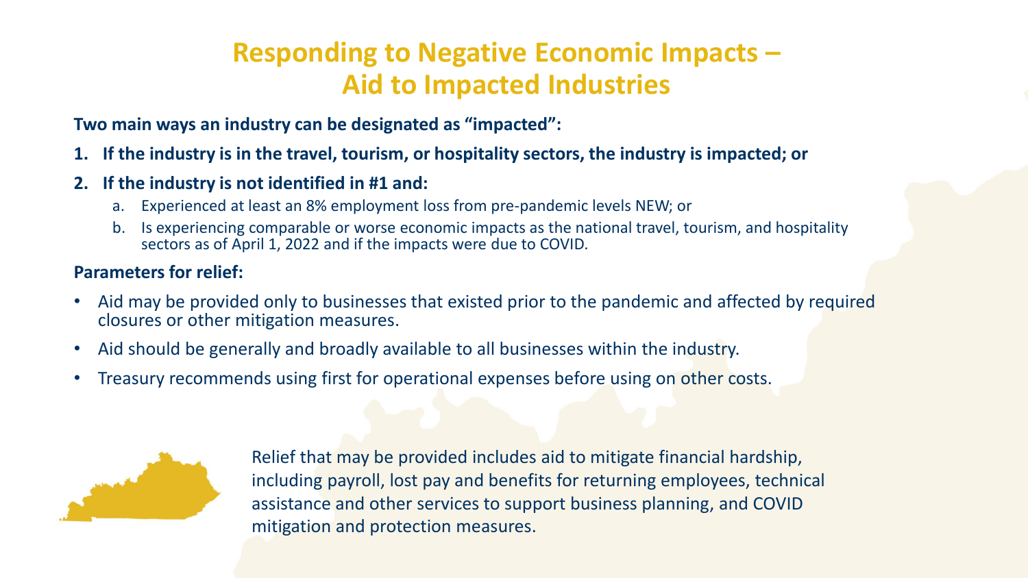# Responding to Negative Economic Impacts – Aid to Impacted Industries

**Two main ways an industry can be designated as "impacted":**

1. **If the industry is in the travel, tourism, or hospitality sectors, the industry is impacted; or**
2. **If the industry is not identified in #1 and:**
   a. Experienced at least an 8% employment loss from pre-pandemic levels NEW; or
   b. Is experiencing comparable or worse economic impacts as the national travel, tourism, and hospitality sectors as of April 1, 2022 and if the impacts were due to COVID.

**Parameters for relief:**

- Aid may be provided only to businesses that existed prior to the pandemic and affected by required closures or other mitigation measures.
- Aid should be generally and broadly available to all businesses within the industry.
- Treasury recommends using first for operational expenses before using on other costs.

Relief that may be provided includes aid to mitigate financial hardship, including payroll, lost pay and benefits for returning employees, technical assistance and other services to support business planning, and COVID mitigation and protection measures.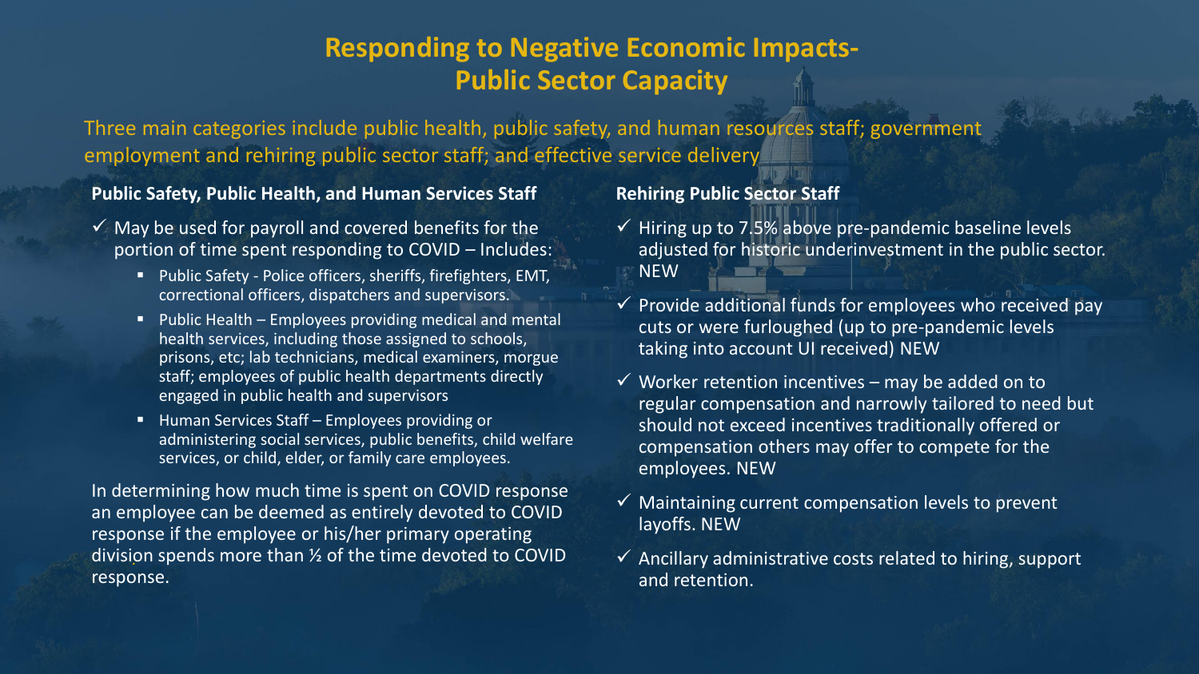# Responding to Negative Economic Impacts- Public Sector Capacity

Three main categories include public health, public safety, and human resources staff; government employment and rehiring public sector staff; and effective service delivery

### Public Safety, Public Health, and Human Services Staff

- ✓ May be used for payroll and covered benefits for the portion of time spent responding to COVID – Includes:
  - Public Safety - Police officers, sheriffs, firefighters, EMT, correctional officers, dispatchers and supervisors.
  - Public Health – Employees providing medical and mental health services, including those assigned to schools, prisons, etc; lab technicians, medical examiners, morgue staff; employees of public health departments directly engaged in public health and supervisors
  - Human Services Staff – Employees providing or administering social services, public benefits, child welfare services, or child, elder, or family care employees.

In determining how much time is spent on COVID response an employee can be deemed as entirely devoted to COVID response if the employee or his/her primary operating division spends more than ½ of the time devoted to COVID response.

### Rehiring Public Sector Staff

- ✓ Hiring up to 7.5% above pre-pandemic baseline levels adjusted for historic underinvestment in the public sector. NEW
- ✓ Provide additional funds for employees who received pay cuts or were furloughed (up to pre-pandemic levels taking into account UI received) NEW
- ✓ Worker retention incentives – may be added on to regular compensation and narrowly tailored to need but should not exceed incentives traditionally offered or compensation others may offer to compete for the employees. NEW
- ✓ Maintaining current compensation levels to prevent layoffs. NEW
- ✓ Ancillary administrative costs related to hiring, support and retention.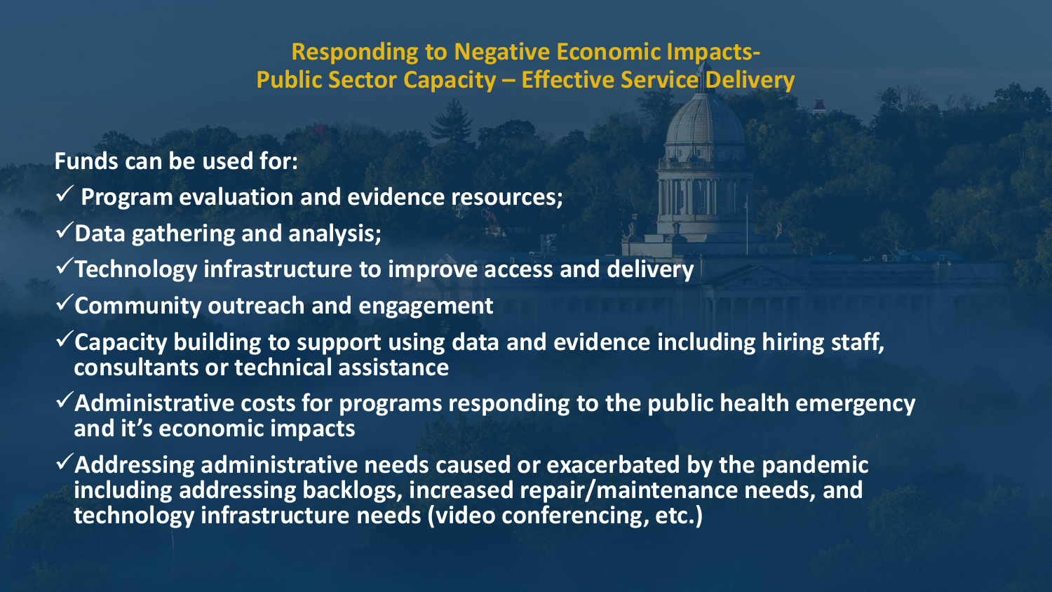## Responding to Negative Economic Impacts- Public Sector Capacity – Effective Service Delivery

**Funds can be used for:**

- ✓ **Program evaluation and evidence resources;**
- ✓ **Data gathering and analysis;**
- ✓ **Technology infrastructure to improve access and delivery**
- ✓ **Community outreach and engagement**
- ✓ **Capacity building to support using data and evidence including hiring staff, consultants or technical assistance**
- ✓ **Administrative costs for programs responding to the public health emergency and it's economic impacts**
- ✓ **Addressing administrative needs caused or exacerbated by the pandemic including addressing backlogs, increased repair/maintenance needs, and technology infrastructure needs (video conferencing, etc.)**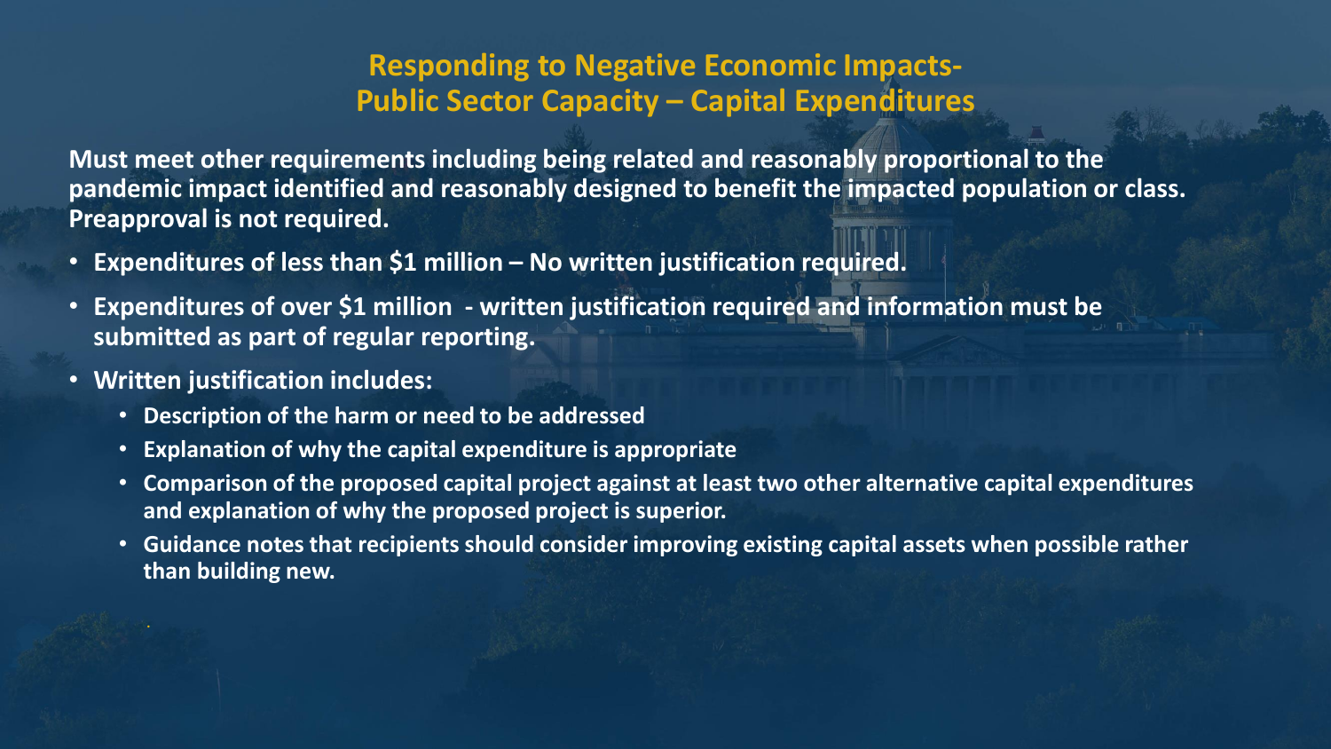## Responding to Negative Economic Impacts- Public Sector Capacity – Capital Expenditures

**Must meet other requirements including being related and reasonably proportional to the pandemic impact identified and reasonably designed to benefit the impacted population or class. Preapproval is not required.**

- **Expenditures of less than $1 million – No written justification required.**
- **Expenditures of over $1 million - written justification required and information must be submitted as part of regular reporting.**
- **Written justification includes:**
  - **Description of the harm or need to be addressed**
  - **Explanation of why the capital expenditure is appropriate**
  - **Comparison of the proposed capital project against at least two other alternative capital expenditures and explanation of why the proposed project is superior.**
  - **Guidance notes that recipients should consider improving existing capital assets when possible rather than building new.**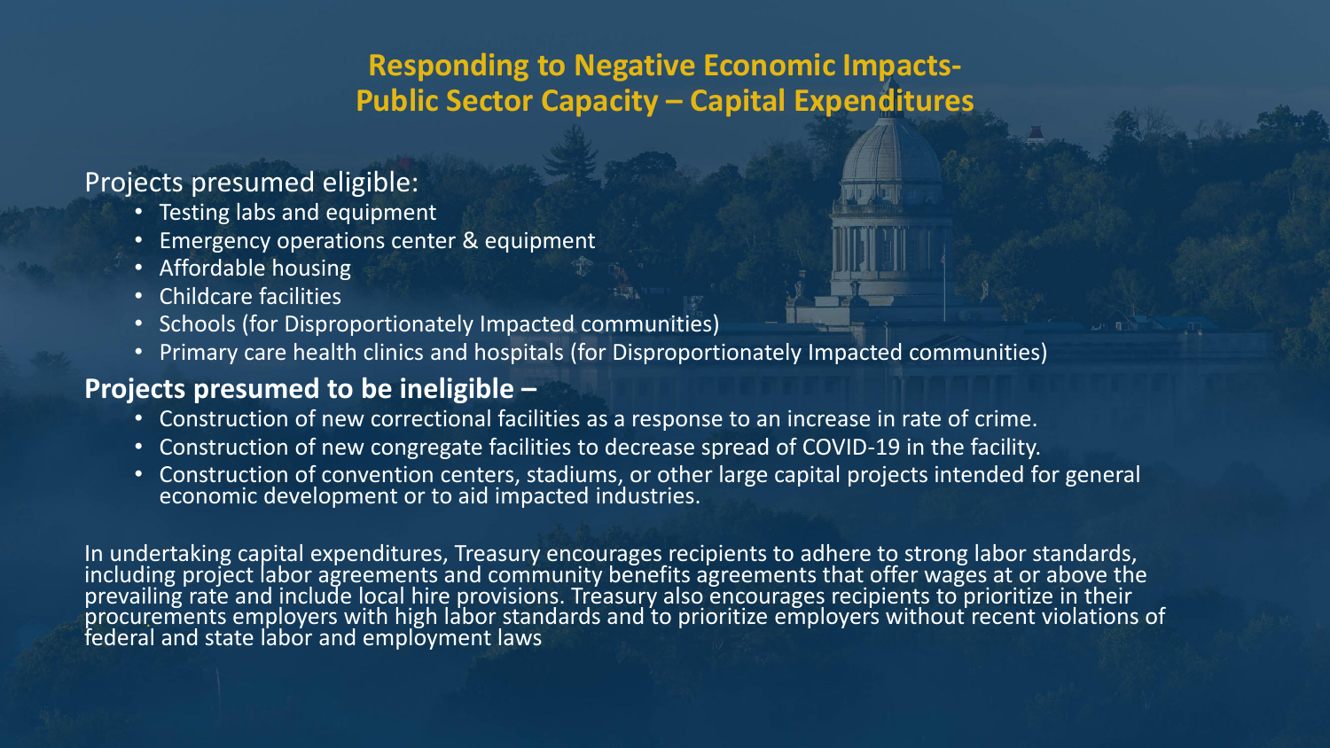# Responding to Negative Economic Impacts- Public Sector Capacity – Capital Expenditures

Projects presumed eligible:

- Testing labs and equipment
- Emergency operations center & equipment
- Affordable housing
- Childcare facilities
- Schools (for Disproportionately Impacted communities)
- Primary care health clinics and hospitals (for Disproportionately Impacted communities)

**Projects presumed to be ineligible –**

- Construction of new correctional facilities as a response to an increase in rate of crime.
- Construction of new congregate facilities to decrease spread of COVID-19 in the facility.
- Construction of convention centers, stadiums, or other large capital projects intended for general economic development or to aid impacted industries.

In undertaking capital expenditures, Treasury encourages recipients to adhere to strong labor standards, including project labor agreements and community benefits agreements that offer wages at or above the prevailing rate and include local hire provisions. Treasury also encourages recipients to prioritize in their procurements employers with high labor standards and to prioritize employers without recent violations of federal and state labor and employment laws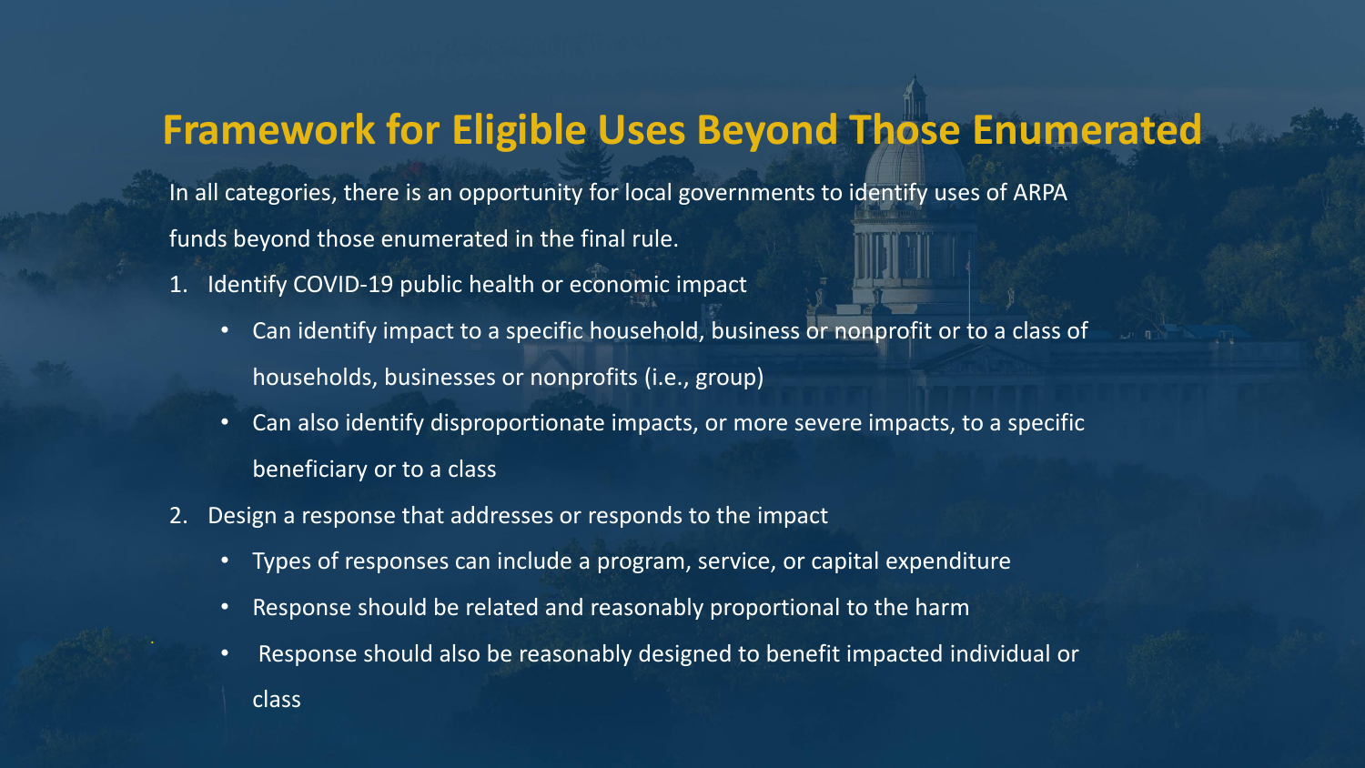# Framework for Eligible Uses Beyond Those Enumerated

In all categories, there is an opportunity for local governments to identify uses of ARPA funds beyond those enumerated in the final rule.

1. Identify COVID-19 public health or economic impact
   - Can identify impact to a specific household, business or nonprofit or to a class of households, businesses or nonprofits (i.e., group)
   - Can also identify disproportionate impacts, or more severe impacts, to a specific beneficiary or to a class
2. Design a response that addresses or responds to the impact
   - Types of responses can include a program, service, or capital expenditure
   - Response should be related and reasonably proportional to the harm
   - Response should also be reasonably designed to benefit impacted individual or class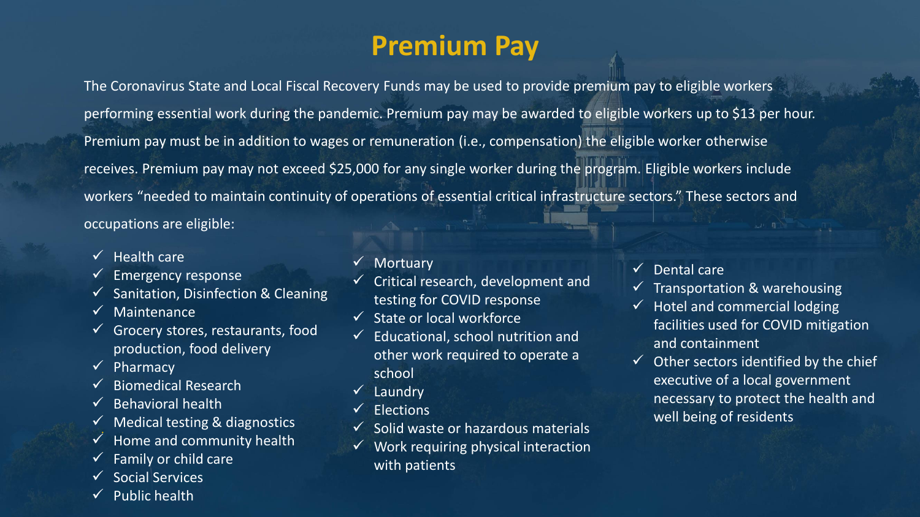# Premium Pay

The Coronavirus State and Local Fiscal Recovery Funds may be used to provide premium pay to eligible workers performing essential work during the pandemic. Premium pay may be awarded to eligible workers up to $13 per hour. Premium pay must be in addition to wages or remuneration (i.e., compensation) the eligible worker otherwise receives. Premium pay may not exceed $25,000 for any single worker during the program. Eligible workers include workers "needed to maintain continuity of operations of essential critical infrastructure sectors." These sectors and occupations are eligible:

- ✓ Health care
- ✓ Emergency response
- ✓ Sanitation, Disinfection & Cleaning
- ✓ Maintenance
- ✓ Grocery stores, restaurants, food production, food delivery
- ✓ Pharmacy
- ✓ Biomedical Research
- ✓ Behavioral health
- ✓ Medical testing & diagnostics
- ✓ Home and community health
- ✓ Family or child care
- ✓ Social Services
- ✓ Public health
- ✓ Mortuary
- ✓ Critical research, development and testing for COVID response
- ✓ State or local workforce
- ✓ Educational, school nutrition and other work required to operate a school
- ✓ Laundry
- ✓ Elections
- ✓ Solid waste or hazardous materials
- ✓ Work requiring physical interaction with patients
- ✓ Dental care
- ✓ Transportation & warehousing
- ✓ Hotel and commercial lodging facilities used for COVID mitigation and containment
- ✓ Other sectors identified by the chief executive of a local government necessary to protect the health and well being of residents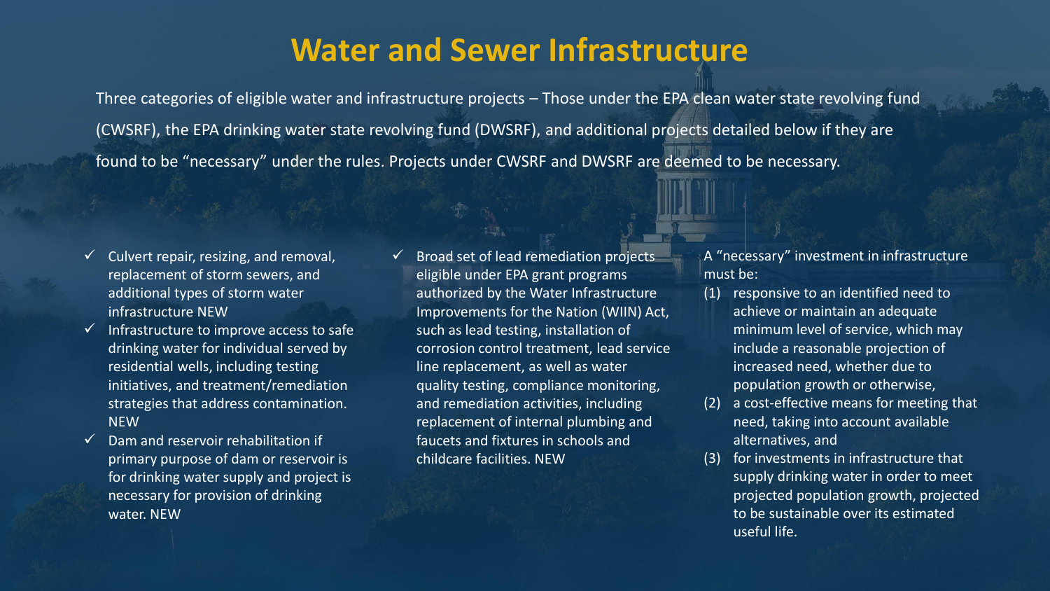# Water and Sewer Infrastructure

Three categories of eligible water and infrastructure projects – Those under the EPA clean water state revolving fund (CWSRF), the EPA drinking water state revolving fund (DWSRF), and additional projects detailed below if they are found to be "necessary" under the rules. Projects under CWSRF and DWSRF are deemed to be necessary.

- ✓ Culvert repair, resizing, and removal, replacement of storm sewers, and additional types of storm water infrastructure NEW
- ✓ Infrastructure to improve access to safe drinking water for individual served by residential wells, including testing initiatives, and treatment/remediation strategies that address contamination. NEW
- ✓ Dam and reservoir rehabilitation if primary purpose of dam or reservoir is for drinking water supply and project is necessary for provision of drinking water. NEW
- ✓ Broad set of lead remediation projects eligible under EPA grant programs authorized by the Water Infrastructure Improvements for the Nation (WIIN) Act, such as lead testing, installation of corrosion control treatment, lead service line replacement, as well as water quality testing, compliance monitoring, and remediation activities, including replacement of internal plumbing and faucets and fixtures in schools and childcare facilities. NEW

A "necessary" investment in infrastructure must be:

(1) responsive to an identified need to achieve or maintain an adequate minimum level of service, which may include a reasonable projection of increased need, whether due to population growth or otherwise,

(2) a cost-effective means for meeting that need, taking into account available alternatives, and

(3) for investments in infrastructure that supply drinking water in order to meet projected population growth, projected to be sustainable over its estimated useful life.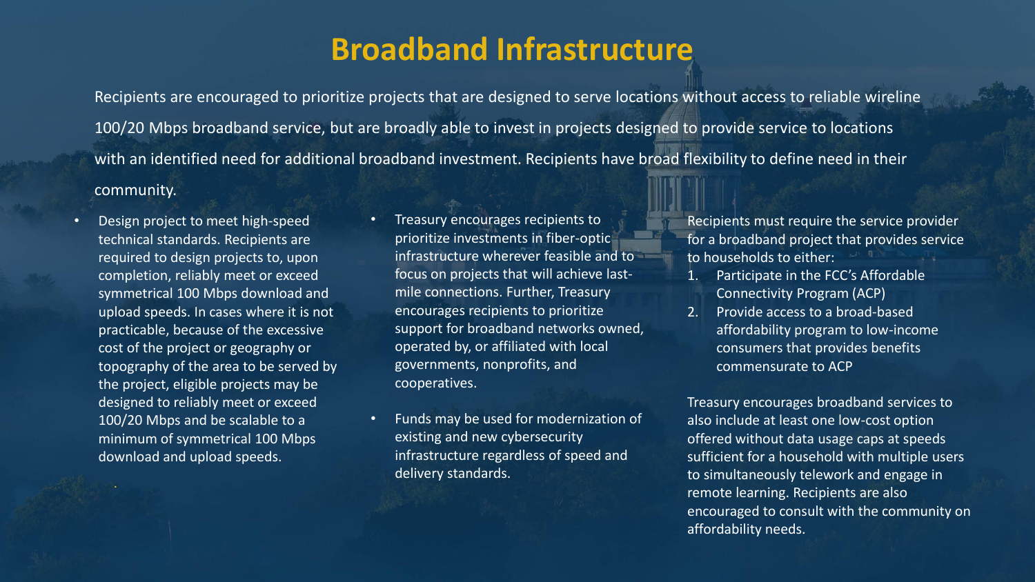# Broadband Infrastructure

Recipients are encouraged to prioritize projects that are designed to serve locations without access to reliable wireline 100/20 Mbps broadband service, but are broadly able to invest in projects designed to provide service to locations with an identified need for additional broadband investment. Recipients have broad flexibility to define need in their community.

- Design project to meet high-speed technical standards. Recipients are required to design projects to, upon completion, reliably meet or exceed symmetrical 100 Mbps download and upload speeds. In cases where it is not practicable, because of the excessive cost of the project or geography or topography of the area to be served by the project, eligible projects may be designed to reliably meet or exceed 100/20 Mbps and be scalable to a minimum of symmetrical 100 Mbps download and upload speeds.

- Treasury encourages recipients to prioritize investments in fiber-optic infrastructure wherever feasible and to focus on projects that will achieve last-mile connections. Further, Treasury encourages recipients to prioritize support for broadband networks owned, operated by, or affiliated with local governments, nonprofits, and cooperatives.

- Funds may be used for modernization of existing and new cybersecurity infrastructure regardless of speed and delivery standards.

Recipients must require the service provider for a broadband project that provides service to households to either:

1. Participate in the FCC's Affordable Connectivity Program (ACP)
2. Provide access to a broad-based affordability program to low-income consumers that provides benefits commensurate to ACP

Treasury encourages broadband services to also include at least one low-cost option offered without data usage caps at speeds sufficient for a household with multiple users to simultaneously telework and engage in remote learning. Recipients are also encouraged to consult with the community on affordability needs.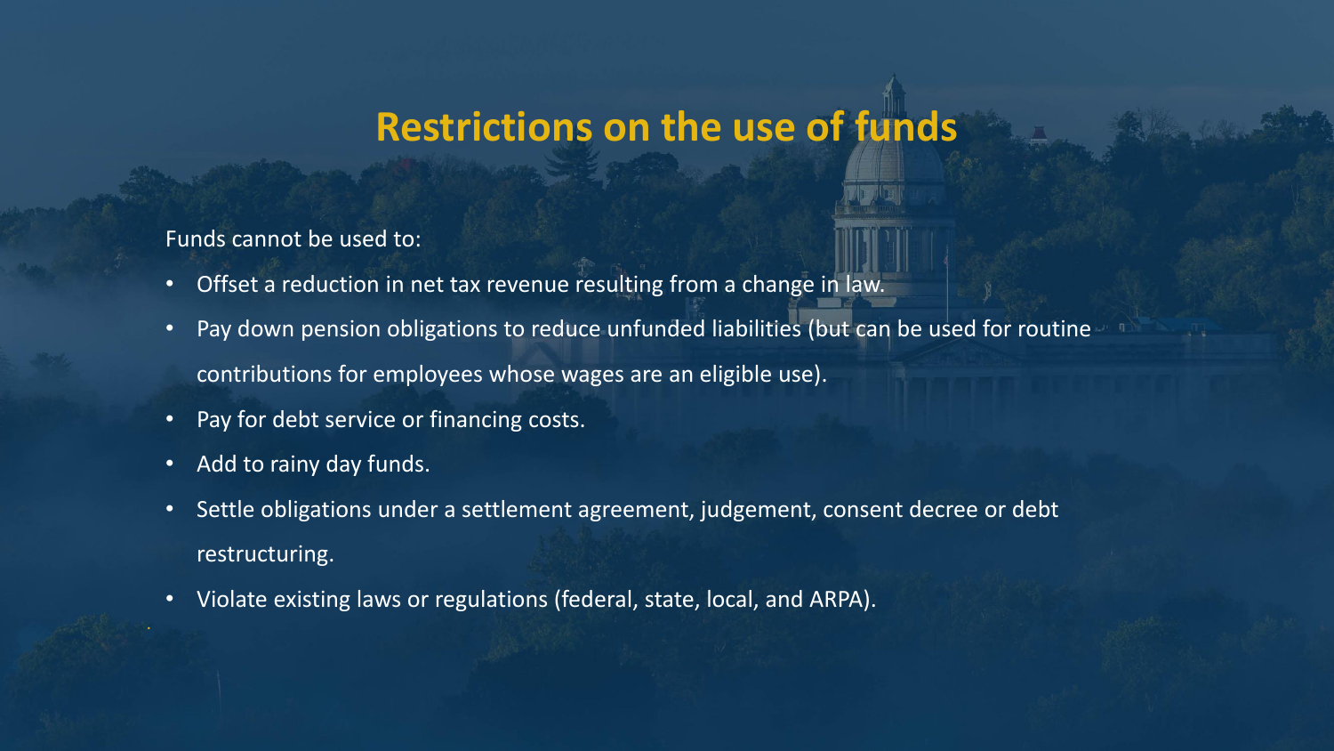# Restrictions on the use of funds

Funds cannot be used to:

- Offset a reduction in net tax revenue resulting from a change in law.
- Pay down pension obligations to reduce unfunded liabilities (but can be used for routine contributions for employees whose wages are an eligible use).
- Pay for debt service or financing costs.
- Add to rainy day funds.
- Settle obligations under a settlement agreement, judgement, consent decree or debt restructuring.
- Violate existing laws or regulations (federal, state, local, and ARPA).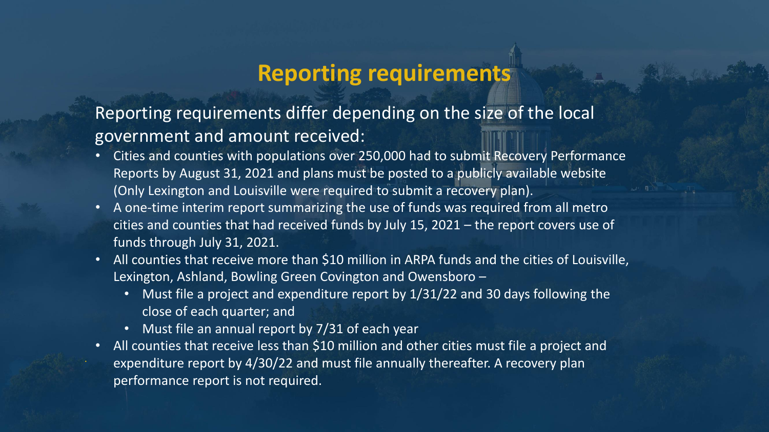# Reporting requirements

Reporting requirements differ depending on the size of the local government and amount received:

- Cities and counties with populations over 250,000 had to submit Recovery Performance Reports by August 31, 2021 and plans must be posted to a publicly available website (Only Lexington and Louisville were required to submit a recovery plan).
- A one-time interim report summarizing the use of funds was required from all metro cities and counties that had received funds by July 15, 2021 – the report covers use of funds through July 31, 2021.
- All counties that receive more than $10 million in ARPA funds and the cities of Louisville, Lexington, Ashland, Bowling Green Covington and Owensboro –
  - Must file a project and expenditure report by 1/31/22 and 30 days following the close of each quarter; and
  - Must file an annual report by 7/31 of each year
- All counties that receive less than $10 million and other cities must file a project and expenditure report by 4/30/22 and must file annually thereafter. A recovery plan performance report is not required.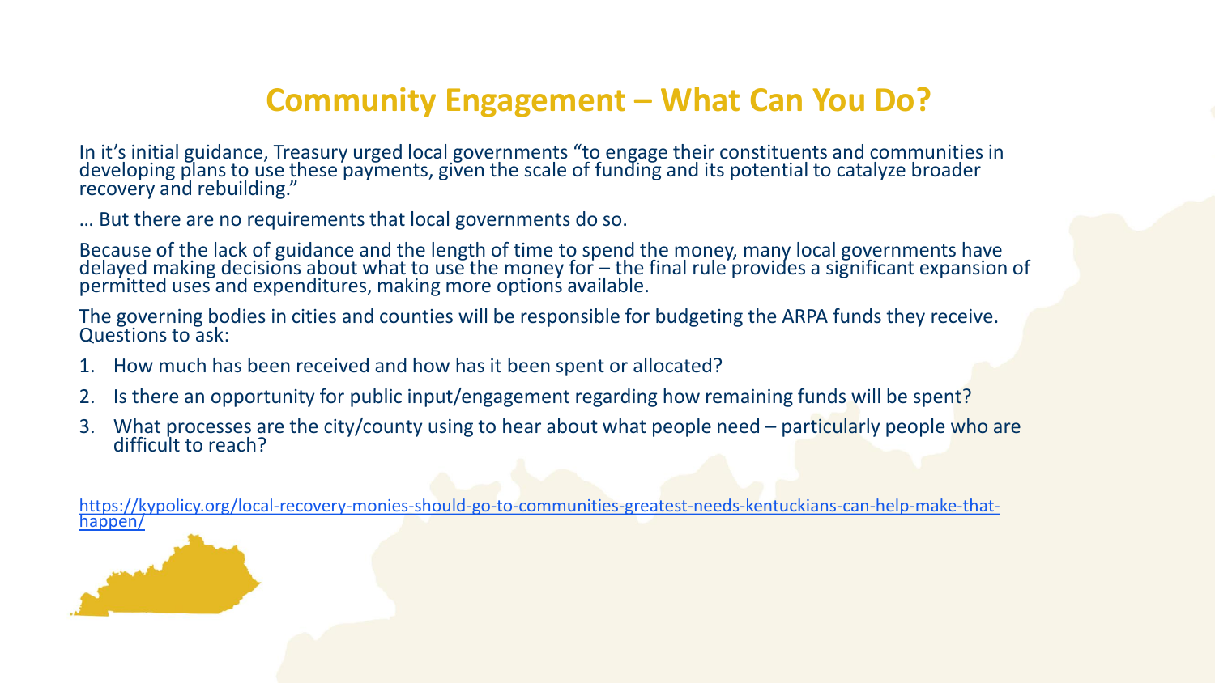# Community Engagement – What Can You Do?

In it's initial guidance, Treasury urged local governments "to engage their constituents and communities in developing plans to use these payments, given the scale of funding and its potential to catalyze broader recovery and rebuilding."

… But there are no requirements that local governments do so.

Because of the lack of guidance and the length of time to spend the money, many local governments have delayed making decisions about what to use the money for – the final rule provides a significant expansion of permitted uses and expenditures, making more options available.

The governing bodies in cities and counties will be responsible for budgeting the ARPA funds they receive. Questions to ask:

1. How much has been received and how has it been spent or allocated?
2. Is there an opportunity for public input/engagement regarding how remaining funds will be spent?
3. What processes are the city/county using to hear about what people need – particularly people who are difficult to reach?

https://kypolicy.org/local-recovery-monies-should-go-to-communities-greatest-needs-kentuckians-can-help-make-that-happen/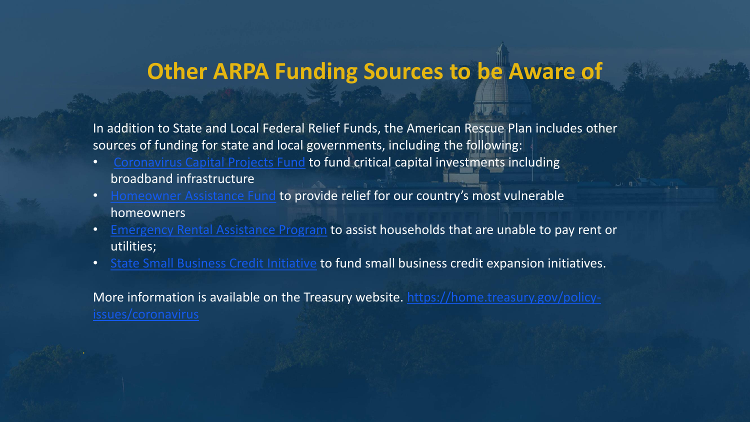# Other ARPA Funding Sources to be Aware of

In addition to State and Local Federal Relief Funds, the American Rescue Plan includes other sources of funding for state and local governments, including the following:

- Coronavirus Capital Projects Fund to fund critical capital investments including broadband infrastructure
- Homeowner Assistance Fund to provide relief for our country's most vulnerable homeowners
- Emergency Rental Assistance Program to assist households that are unable to pay rent or utilities;
- State Small Business Credit Initiative to fund small business credit expansion initiatives.

More information is available on the Treasury website. https://home.treasury.gov/policy-issues/coronavirus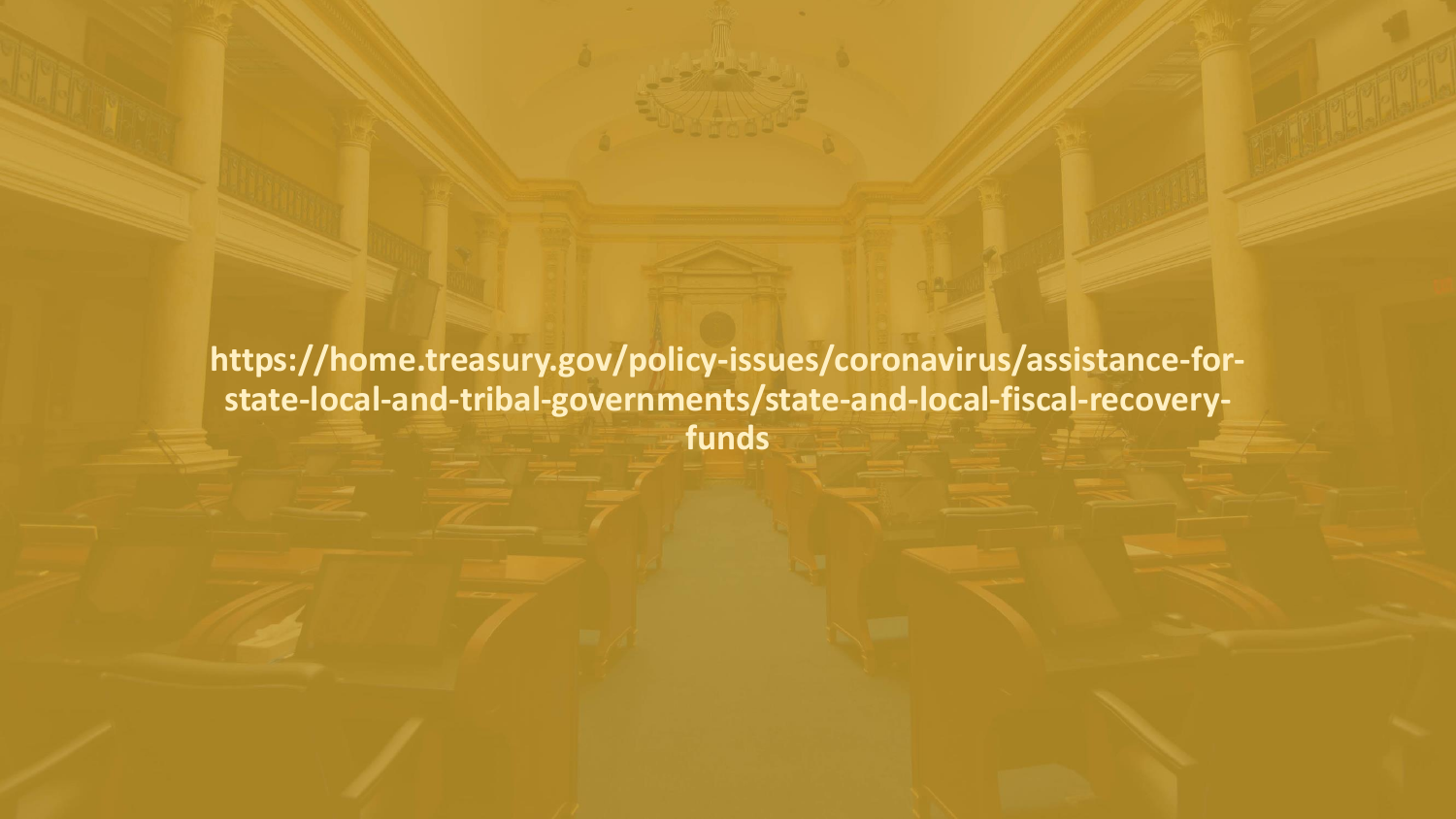**https://home.treasury.gov/policy-issues/coronavirus/assistance-for-state-local-and-tribal-governments/state-and-local-fiscal-recovery-funds**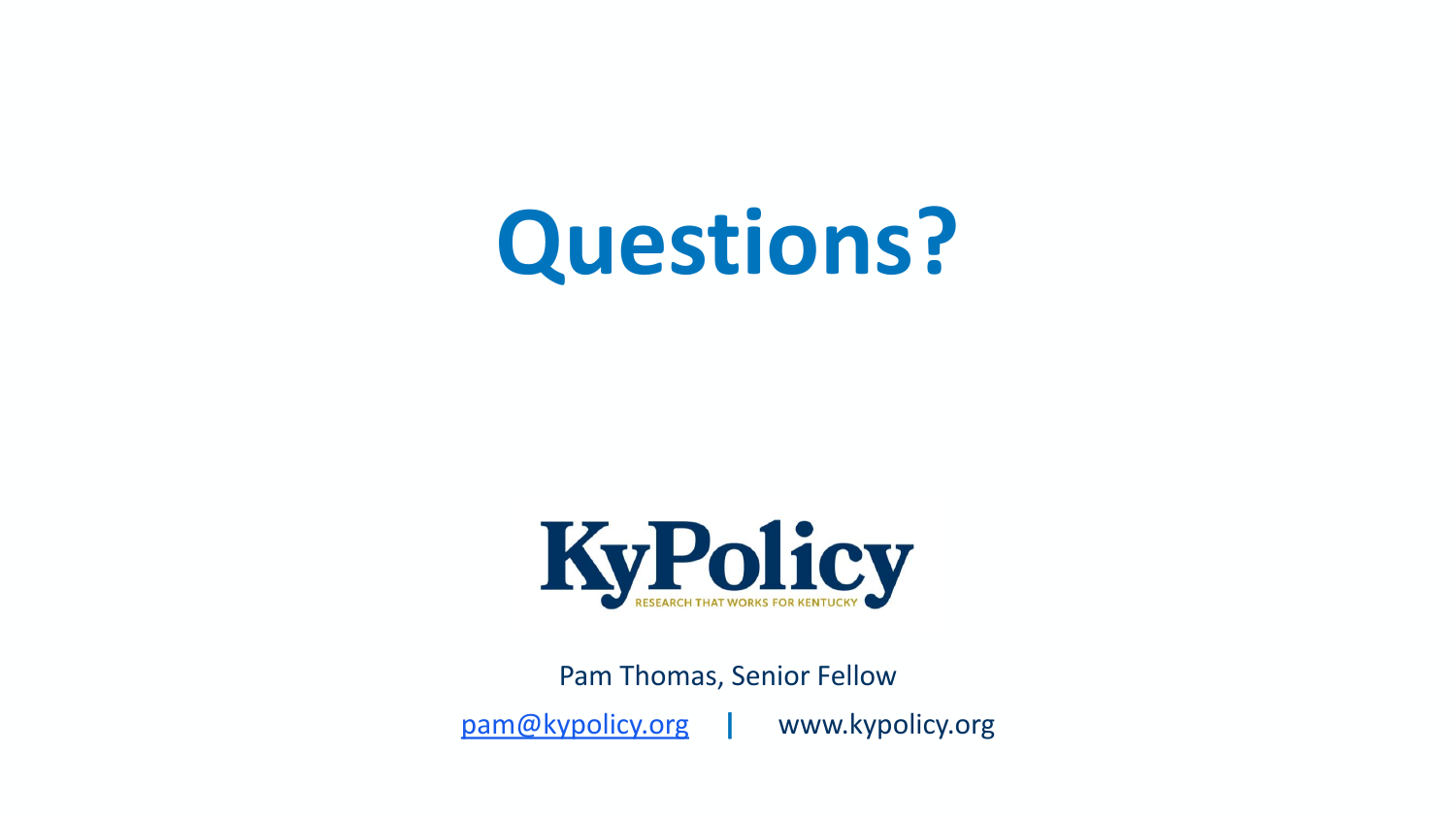# Questions?

KyPolicy

RESEARCH THAT WORKS FOR KENTUCKY

Pam Thomas, Senior Fellow

pam@kypolicy.org | www.kypolicy.org